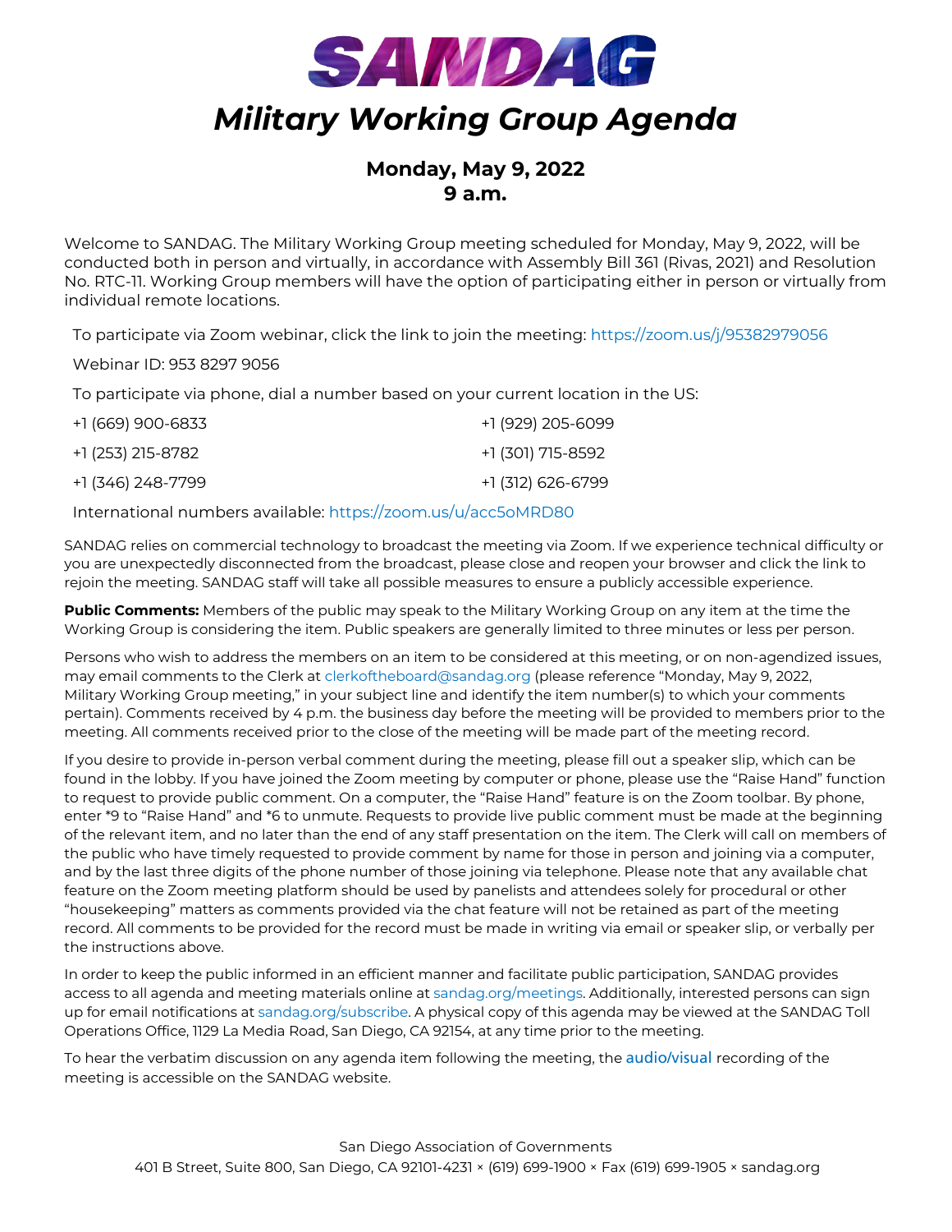# SANDAG

## *Military Working Group Agenda*

**Monday, May 9, 2022**
**9 a.m.**

Welcome to SANDAG. The Military Working Group meeting scheduled for Monday, May 9, 2022, will be conducted both in person and virtually, in accordance with Assembly Bill 361 (Rivas, 2021) and Resolution No. RTC-11. Working Group members will have the option of participating either in person or virtually from individual remote locations.

To participate via Zoom webinar, click the link to join the meeting: https://zoom.us/j/95382979056

Webinar ID: 953 8297 9056

To participate via phone, dial a number based on your current location in the US:

| | |
|---|---|
| +1 (669) 900-6833 | +1 (929) 205-6099 |
| +1 (253) 215-8782 | +1 (301) 715-8592 |
| +1 (346) 248-7799 | +1 (312) 626-6799 |

International numbers available: https://zoom.us/u/acc5oMRD80

SANDAG relies on commercial technology to broadcast the meeting via Zoom. If we experience technical difficulty or you are unexpectedly disconnected from the broadcast, please close and reopen your browser and click the link to rejoin the meeting. SANDAG staff will take all possible measures to ensure a publicly accessible experience.

**Public Comments:** Members of the public may speak to the Military Working Group on any item at the time the Working Group is considering the item. Public speakers are generally limited to three minutes or less per person.

Persons who wish to address the members on an item to be considered at this meeting, or on non-agendized issues, may email comments to the Clerk at clerkoftheboard@sandag.org (please reference "Monday, May 9, 2022, Military Working Group meeting," in your subject line and identify the item number(s) to which your comments pertain). Comments received by 4 p.m. the business day before the meeting will be provided to members prior to the meeting. All comments received prior to the close of the meeting will be made part of the meeting record.

If you desire to provide in-person verbal comment during the meeting, please fill out a speaker slip, which can be found in the lobby. If you have joined the Zoom meeting by computer or phone, please use the "Raise Hand" function to request to provide public comment. On a computer, the "Raise Hand" feature is on the Zoom toolbar. By phone, enter *9 to "Raise Hand" and *6 to unmute. Requests to provide live public comment must be made at the beginning of the relevant item, and no later than the end of any staff presentation on the item. The Clerk will call on members of the public who have timely requested to provide comment by name for those in person and joining via a computer, and by the last three digits of the phone number of those joining via telephone. Please note that any available chat feature on the Zoom meeting platform should be used by panelists and attendees solely for procedural or other "housekeeping" matters as comments provided via the chat feature will not be retained as part of the meeting record. All comments to be provided for the record must be made in writing via email or speaker slip, or verbally per the instructions above.

In order to keep the public informed in an efficient manner and facilitate public participation, SANDAG provides access to all agenda and meeting materials online at sandag.org/meetings. Additionally, interested persons can sign up for email notifications at sandag.org/subscribe. A physical copy of this agenda may be viewed at the SANDAG Toll Operations Office, 1129 La Media Road, San Diego, CA 92154, at any time prior to the meeting.

To hear the verbatim discussion on any agenda item following the meeting, the audio/visual recording of the meeting is accessible on the SANDAG website.

San Diego Association of Governments
401 B Street, Suite 800, San Diego, CA 92101-4231 × (619) 699-1900 × Fax (619) 699-1905 × sandag.org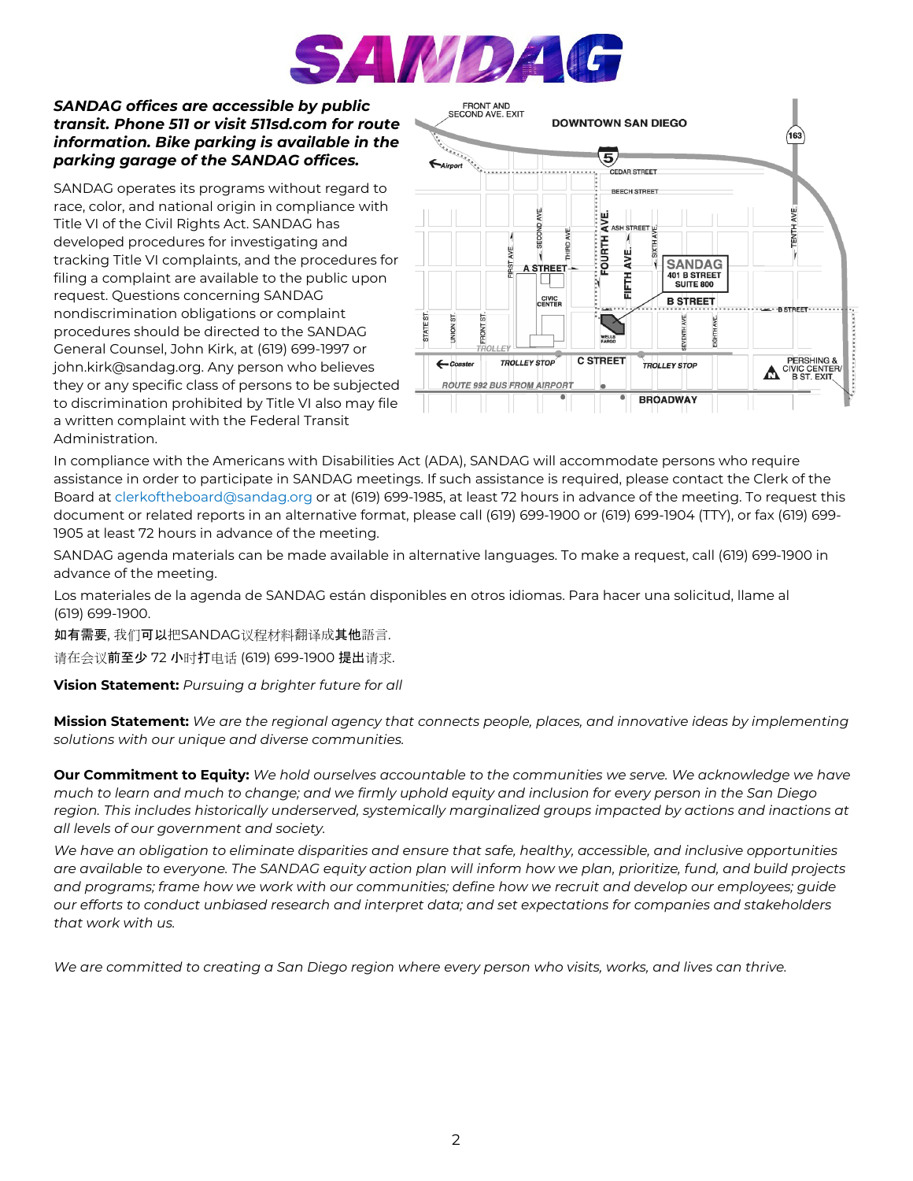**SANDAG**

***SANDAG offices are accessible by public transit. Phone 511 or visit 511sd.com for route information. Bike parking is available in the parking garage of the SANDAG offices.***

SANDAG operates its programs without regard to race, color, and national origin in compliance with Title VI of the Civil Rights Act. SANDAG has developed procedures for investigating and tracking Title VI complaints, and the procedures for filing a complaint are available to the public upon request. Questions concerning SANDAG nondiscrimination obligations or complaint procedures should be directed to the SANDAG General Counsel, John Kirk, at (619) 699-1997 or john.kirk@sandag.org. Any person who believes they or any specific class of persons to be subjected to discrimination prohibited by Title VI also may file a written complaint with the Federal Transit Administration.

In compliance with the Americans with Disabilities Act (ADA), SANDAG will accommodate persons who require assistance in order to participate in SANDAG meetings. If such assistance is required, please contact the Clerk of the Board at clerkoftheboard@sandag.org or at (619) 699-1985, at least 72 hours in advance of the meeting. To request this document or related reports in an alternative format, please call (619) 699-1900 or (619) 699-1904 (TTY), or fax (619) 699-1905 at least 72 hours in advance of the meeting.

SANDAG agenda materials can be made available in alternative languages. To make a request, call (619) 699-1900 in advance of the meeting.

Los materiales de la agenda de SANDAG están disponibles en otros idiomas. Para hacer una solicitud, llame al (619) 699-1900.

如有需要, 我们可以把SANDAG议程材料翻译成其他語言.

请在会议前至少 72 小时打电话 (619) 699-1900 提出请求.

**Vision Statement:** *Pursuing a brighter future for all*

**Mission Statement:** *We are the regional agency that connects people, places, and innovative ideas by implementing solutions with our unique and diverse communities.*

**Our Commitment to Equity:** *We hold ourselves accountable to the communities we serve. We acknowledge we have much to learn and much to change; and we firmly uphold equity and inclusion for every person in the San Diego region. This includes historically underserved, systemically marginalized groups impacted by actions and inactions at all levels of our government and society.*

*We have an obligation to eliminate disparities and ensure that safe, healthy, accessible, and inclusive opportunities are available to everyone. The SANDAG equity action plan will inform how we plan, prioritize, fund, and build projects and programs; frame how we work with our communities; define how we recruit and develop our employees; guide our efforts to conduct unbiased research and interpret data; and set expectations for companies and stakeholders that work with us.*

*We are committed to creating a San Diego region where every person who visits, works, and lives can thrive.*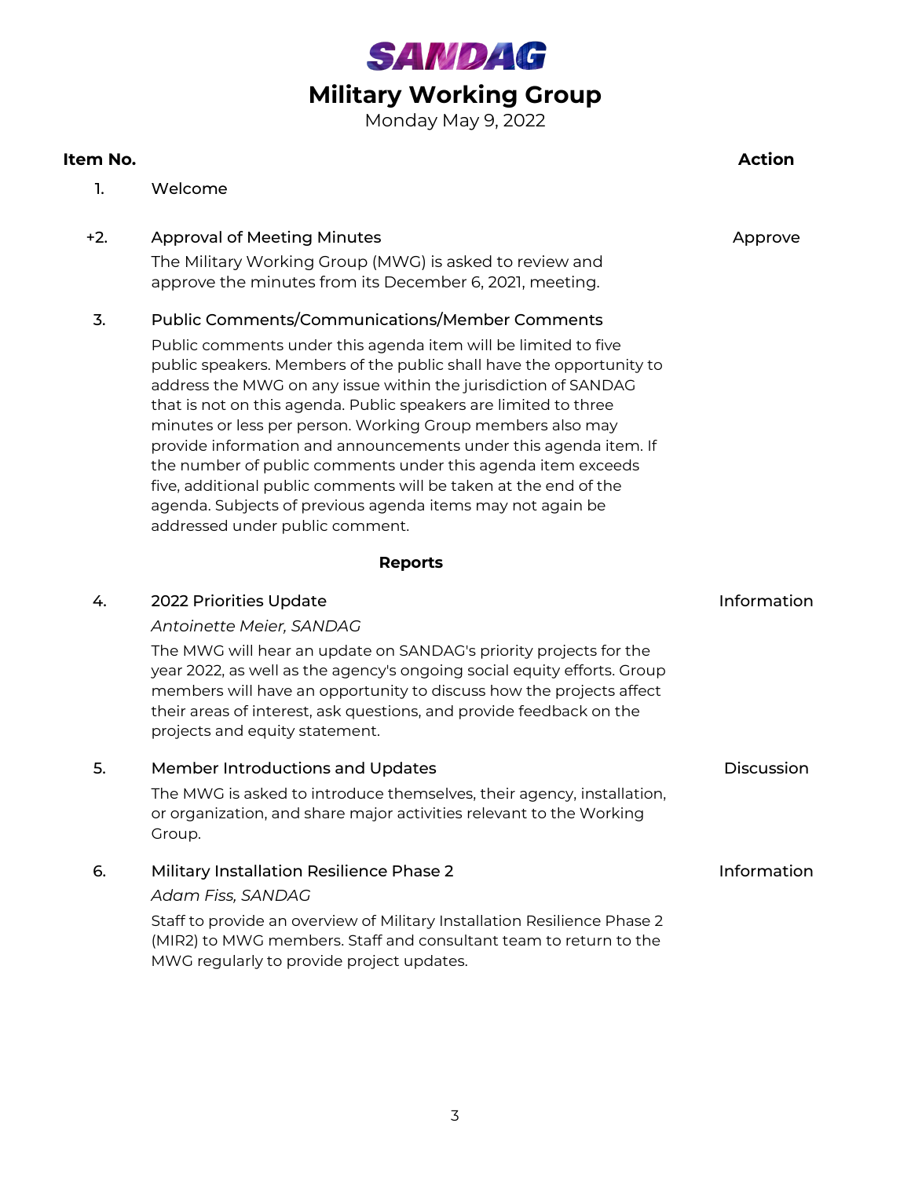# SANDAG

## Military Working Group

Monday May 9, 2022

| Item No. | | Action |
|---|---|---|
| 1. | Welcome | |
| +2. | Approval of Meeting Minutes<br>The Military Working Group (MWG) is asked to review and approve the minutes from its December 6, 2021, meeting. | Approve |
| 3. | Public Comments/Communications/Member Comments<br>Public comments under this agenda item will be limited to five public speakers. Members of the public shall have the opportunity to address the MWG on any issue within the jurisdiction of SANDAG that is not on this agenda. Public speakers are limited to three minutes or less per person. Working Group members also may provide information and announcements under this agenda item. If the number of public comments under this agenda item exceeds five, additional public comments will be taken at the end of the agenda. Subjects of previous agenda items may not again be addressed under public comment. | |

**Reports**

| Item No. | | Action |
|---|---|---|
| 4. | 2022 Priorities Update<br>*Antoinette Meier, SANDAG*<br>The MWG will hear an update on SANDAG's priority projects for the year 2022, as well as the agency's ongoing social equity efforts. Group members will have an opportunity to discuss how the projects affect their areas of interest, ask questions, and provide feedback on the projects and equity statement. | Information |
| 5. | Member Introductions and Updates<br>The MWG is asked to introduce themselves, their agency, installation, or organization, and share major activities relevant to the Working Group. | Discussion |
| 6. | Military Installation Resilience Phase 2<br>*Adam Fiss, SANDAG*<br>Staff to provide an overview of Military Installation Resilience Phase 2 (MIR2) to MWG members. Staff and consultant team to return to the MWG regularly to provide project updates. | Information |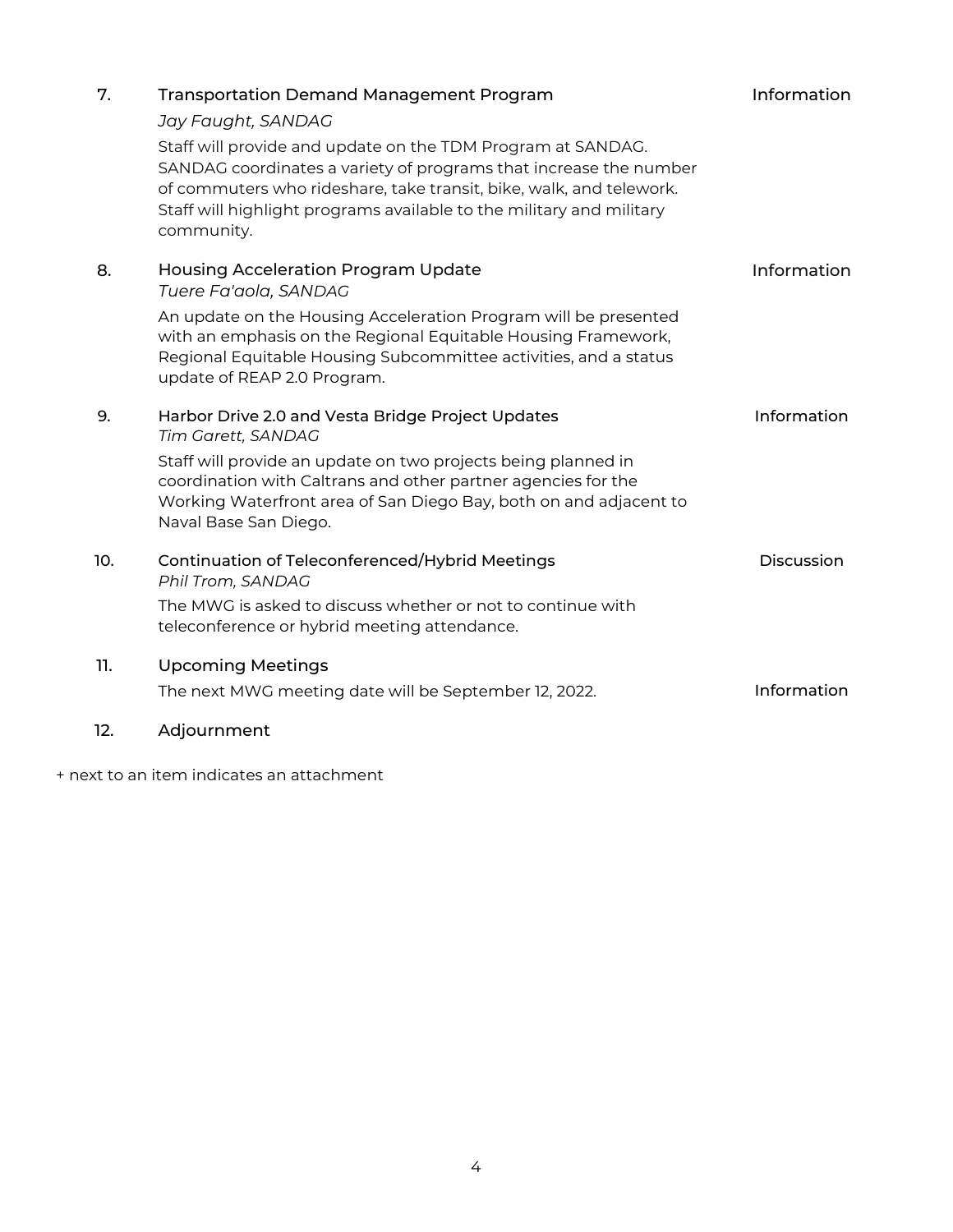| | | |
|---|---|---|
| 7. | Transportation Demand Management Program<br>*Jay Faught, SANDAG*<br>Staff will provide and update on the TDM Program at SANDAG. SANDAG coordinates a variety of programs that increase the number of commuters who rideshare, take transit, bike, walk, and telework. Staff will highlight programs available to the military and military community. | Information |
| 8. | Housing Acceleration Program Update<br>*Tuere Fa'aola, SANDAG*<br>An update on the Housing Acceleration Program will be presented with an emphasis on the Regional Equitable Housing Framework, Regional Equitable Housing Subcommittee activities, and a status update of REAP 2.0 Program. | Information |
| 9. | Harbor Drive 2.0 and Vesta Bridge Project Updates<br>*Tim Garett, SANDAG*<br>Staff will provide an update on two projects being planned in coordination with Caltrans and other partner agencies for the Working Waterfront area of San Diego Bay, both on and adjacent to Naval Base San Diego. | Information |
| 10. | Continuation of Teleconferenced/Hybrid Meetings<br>*Phil Trom, SANDAG*<br>The MWG is asked to discuss whether or not to continue with teleconference or hybrid meeting attendance. | Discussion |
| 11. | Upcoming Meetings<br>The next MWG meeting date will be September 12, 2022. | Information |
| 12. | Adjournment | |

+ next to an item indicates an attachment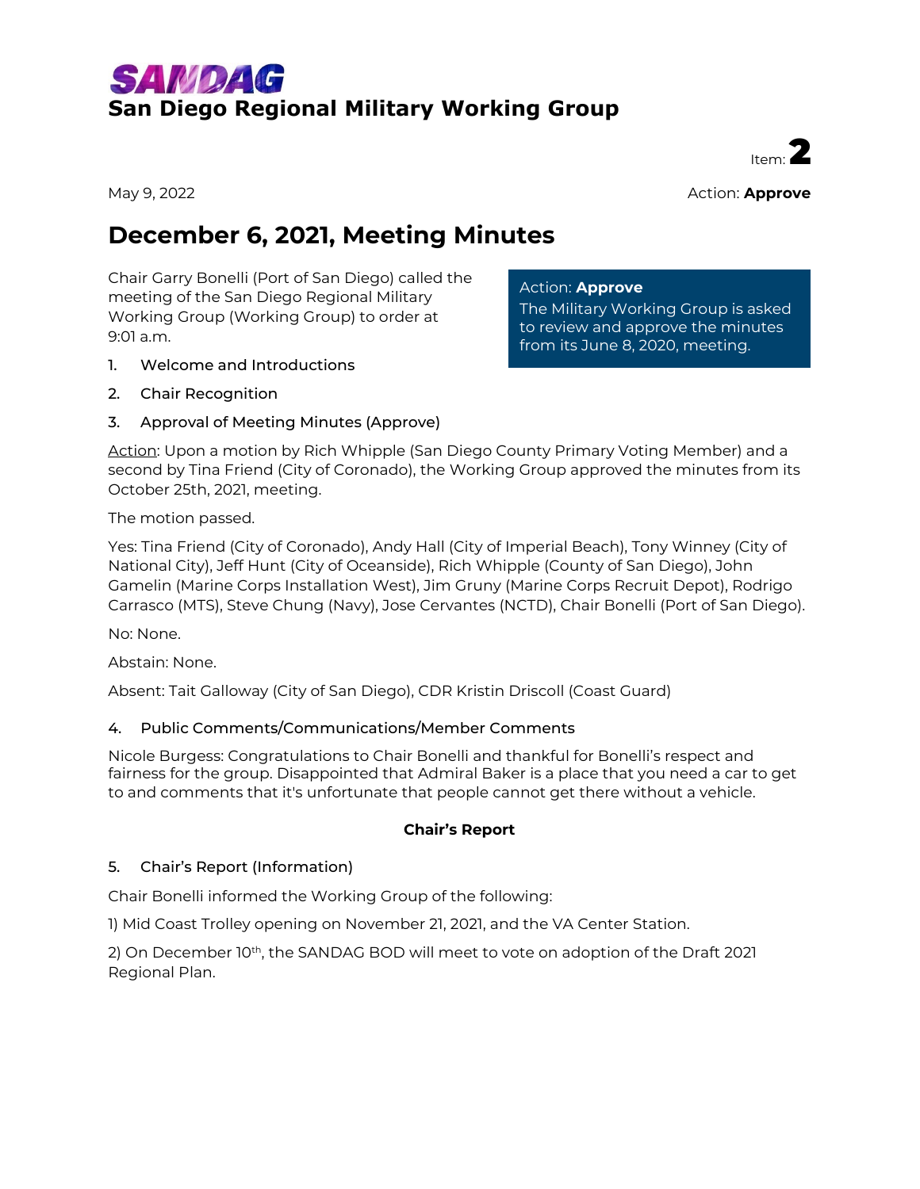# SANDAG

## San Diego Regional Military Working Group

Item: **2**

May 9, 2022

Action: **Approve**

# December 6, 2021, Meeting Minutes

> Action: **Approve**
> The Military Working Group is asked to review and approve the minutes from its June 8, 2020, meeting.

Chair Garry Bonelli (Port of San Diego) called the meeting of the San Diego Regional Military Working Group (Working Group) to order at 9:01 a.m.

1. Welcome and Introductions
2. Chair Recognition
3. Approval of Meeting Minutes (Approve)

Action: Upon a motion by Rich Whipple (San Diego County Primary Voting Member) and a second by Tina Friend (City of Coronado), the Working Group approved the minutes from its October 25th, 2021, meeting.

The motion passed.

Yes: Tina Friend (City of Coronado), Andy Hall (City of Imperial Beach), Tony Winney (City of National City), Jeff Hunt (City of Oceanside), Rich Whipple (County of San Diego), John Gamelin (Marine Corps Installation West), Jim Gruny (Marine Corps Recruit Depot), Rodrigo Carrasco (MTS), Steve Chung (Navy), Jose Cervantes (NCTD), Chair Bonelli (Port of San Diego).

No: None.

Abstain: None.

Absent: Tait Galloway (City of San Diego), CDR Kristin Driscoll (Coast Guard)

4. Public Comments/Communications/Member Comments

Nicole Burgess: Congratulations to Chair Bonelli and thankful for Bonelli's respect and fairness for the group. Disappointed that Admiral Baker is a place that you need a car to get to and comments that it's unfortunate that people cannot get there without a vehicle.

**Chair's Report**

5. Chair's Report (Information)

Chair Bonelli informed the Working Group of the following:

1) Mid Coast Trolley opening on November 21, 2021, and the VA Center Station.

2) On December 10th, the SANDAG BOD will meet to vote on adoption of the Draft 2021 Regional Plan.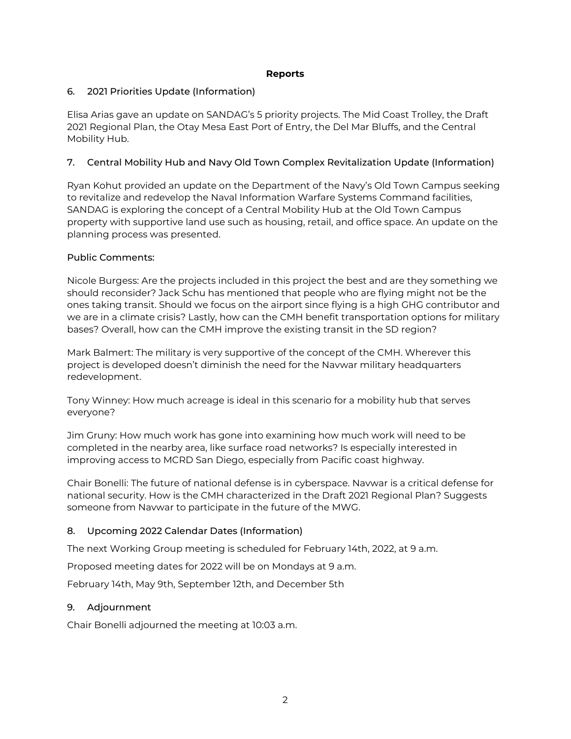**Reports**

## 6. 2021 Priorities Update (Information)

Elisa Arias gave an update on SANDAG's 5 priority projects. The Mid Coast Trolley, the Draft 2021 Regional Plan, the Otay Mesa East Port of Entry, the Del Mar Bluffs, and the Central Mobility Hub.

## 7. Central Mobility Hub and Navy Old Town Complex Revitalization Update (Information)

Ryan Kohut provided an update on the Department of the Navy's Old Town Campus seeking to revitalize and redevelop the Naval Information Warfare Systems Command facilities, SANDAG is exploring the concept of a Central Mobility Hub at the Old Town Campus property with supportive land use such as housing, retail, and office space. An update on the planning process was presented.

Public Comments:

Nicole Burgess: Are the projects included in this project the best and are they something we should reconsider? Jack Schu has mentioned that people who are flying might not be the ones taking transit. Should we focus on the airport since flying is a high GHG contributor and we are in a climate crisis? Lastly, how can the CMH benefit transportation options for military bases? Overall, how can the CMH improve the existing transit in the SD region?

Mark Balmert: The military is very supportive of the concept of the CMH. Wherever this project is developed doesn't diminish the need for the Navwar military headquarters redevelopment.

Tony Winney: How much acreage is ideal in this scenario for a mobility hub that serves everyone?

Jim Gruny: How much work has gone into examining how much work will need to be completed in the nearby area, like surface road networks? Is especially interested in improving access to MCRD San Diego, especially from Pacific coast highway.

Chair Bonelli: The future of national defense is in cyberspace. Navwar is a critical defense for national security. How is the CMH characterized in the Draft 2021 Regional Plan? Suggests someone from Navwar to participate in the future of the MWG.

## 8. Upcoming 2022 Calendar Dates (Information)

The next Working Group meeting is scheduled for February 14th, 2022, at 9 a.m.

Proposed meeting dates for 2022 will be on Mondays at 9 a.m.

February 14th, May 9th, September 12th, and December 5th

## 9. Adjournment

Chair Bonelli adjourned the meeting at 10:03 a.m.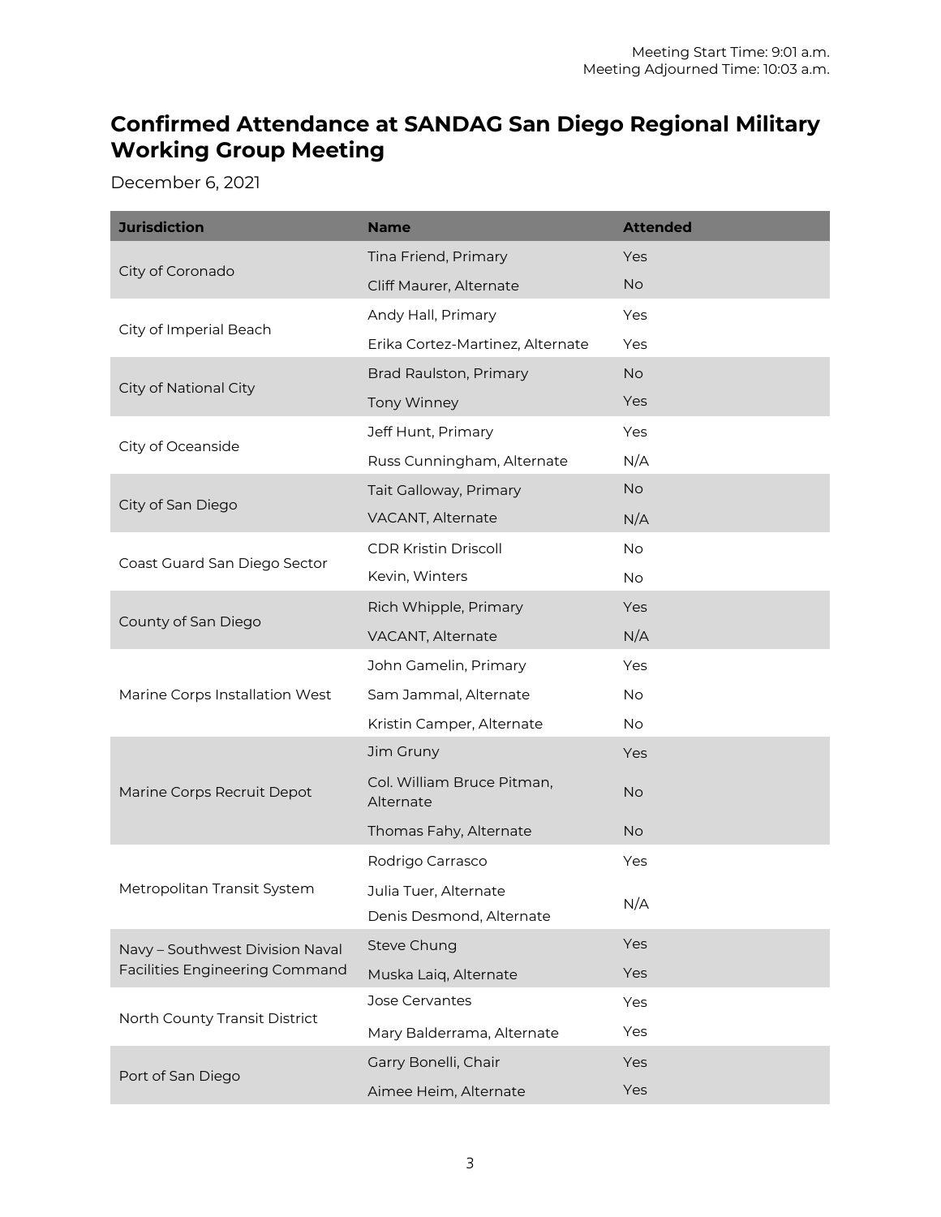Meeting Start Time: 9:01 a.m.
Meeting Adjourned Time: 10:03 a.m.

# Confirmed Attendance at SANDAG San Diego Regional Military Working Group Meeting

December 6, 2021

| Jurisdiction | Name | Attended |
|---|---|---|
| City of Coronado | Tina Friend, Primary | Yes |
| | Cliff Maurer, Alternate | No |
| City of Imperial Beach | Andy Hall, Primary | Yes |
| | Erika Cortez-Martinez, Alternate | Yes |
| City of National City | Brad Raulston, Primary | No |
| | Tony Winney | Yes |
| City of Oceanside | Jeff Hunt, Primary | Yes |
| | Russ Cunningham, Alternate | N/A |
| City of San Diego | Tait Galloway, Primary | No |
| | VACANT, Alternate | N/A |
| Coast Guard San Diego Sector | CDR Kristin Driscoll | No |
| | Kevin, Winters | No |
| County of San Diego | Rich Whipple, Primary | Yes |
| | VACANT, Alternate | N/A |
| Marine Corps Installation West | John Gamelin, Primary | Yes |
| | Sam Jammal, Alternate | No |
| | Kristin Camper, Alternate | No |
| Marine Corps Recruit Depot | Jim Gruny | Yes |
| | Col. William Bruce Pitman, Alternate | No |
| | Thomas Fahy, Alternate | No |
| Metropolitan Transit System | Rodrigo Carrasco | Yes |
| | Julia Tuer, Alternate<br>Denis Desmond, Alternate | N/A |
| Navy – Southwest Division Naval Facilities Engineering Command | Steve Chung | Yes |
| | Muska Laiq, Alternate | Yes |
| North County Transit District | Jose Cervantes | Yes |
| | Mary Balderrama, Alternate | Yes |
| Port of San Diego | Garry Bonelli, Chair | Yes |
| | Aimee Heim, Alternate | Yes |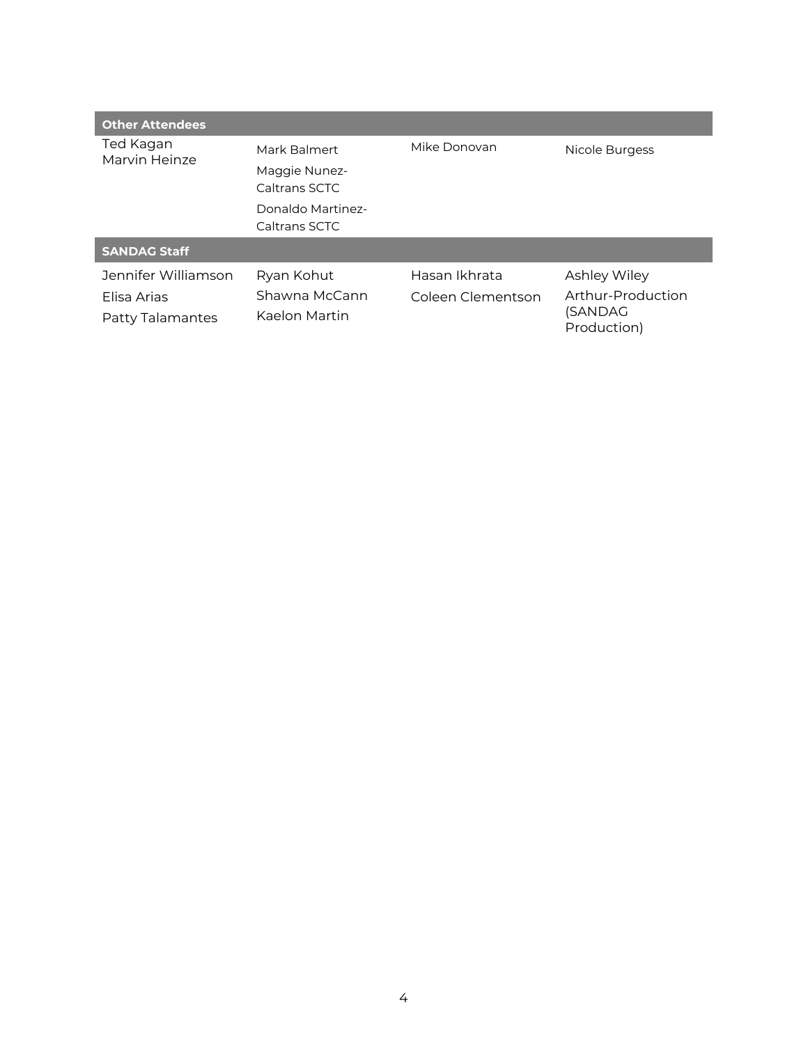| Other Attendees | | | |
|---|---|---|---|
| Ted Kagan<br>Marvin Heinze | Mark Balmert<br>Maggie Nunez-Caltrans SCTC<br>Donaldo Martinez-Caltrans SCTC | Mike Donovan | Nicole Burgess |
| **SANDAG Staff** | | | |
| Jennifer Williamson<br>Elisa Arias<br>Patty Talamantes | Ryan Kohut<br>Shawna McCann<br>Kaelon Martin | Hasan Ikhrata<br>Coleen Clementson | Ashley Wiley<br>Arthur-Production (SANDAG Production) |